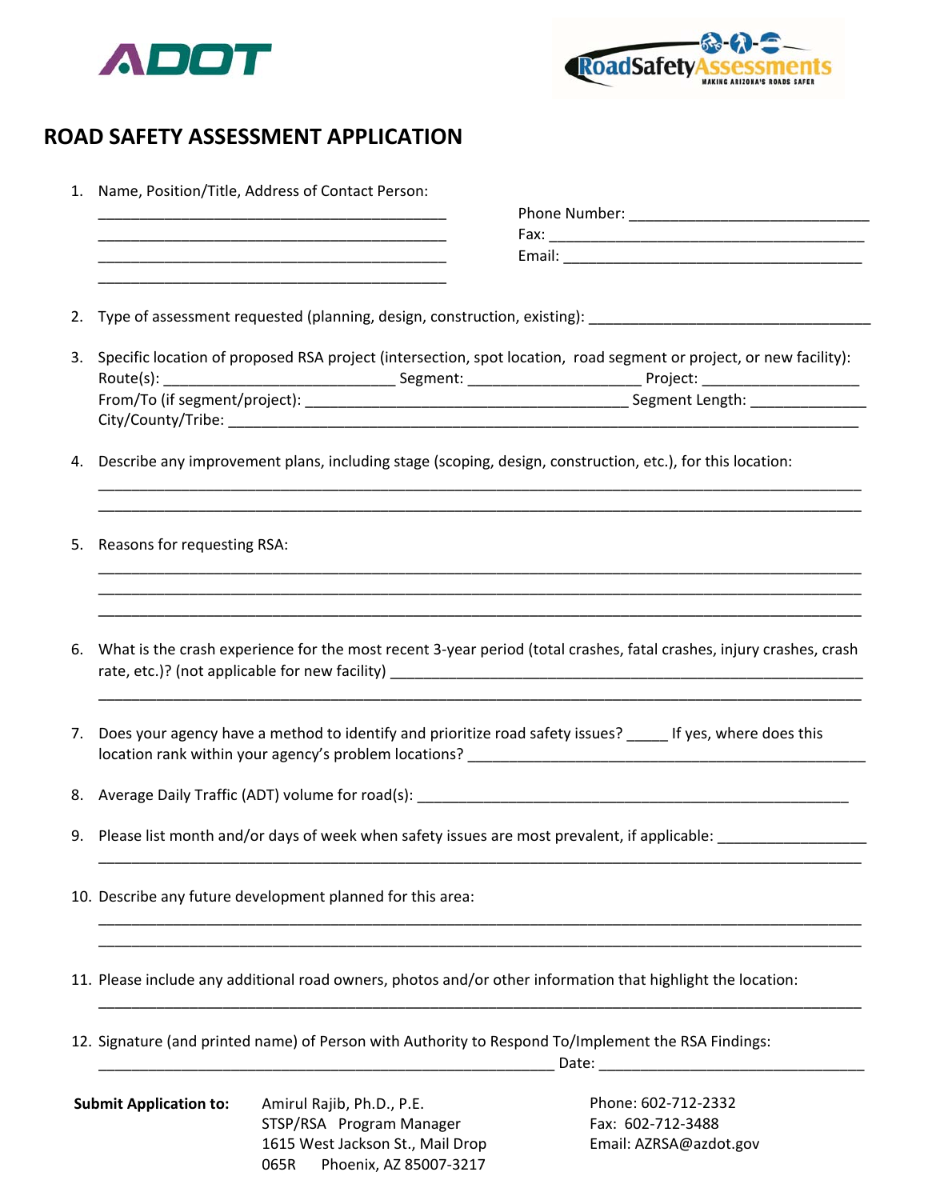ADOT

RoadSafetyAssessments
MAKING ARIZONA'S ROADS SAFER

# ROAD SAFETY ASSESSMENT APPLICATION

1. Name, Position/Title, Address of Contact Person:
   ___________________________________________
   ___________________________________________
   ___________________________________________
   ___________________________________________

   Phone Number: ____________________________
   Fax: ______________________________________
   Email: ____________________________________

2. Type of assessment requested (planning, design, construction, existing): ________________________________

3. Specific location of proposed RSA project (intersection, spot location, road segment or project, or new facility):
   Route(s): ___________________________ Segment: ____________________ Project: __________________
   From/To (if segment/project): ______________________________________ Segment Length: _____________
   City/County/Tribe: ___________________________________________________________________________

4. Describe any improvement plans, including stage (scoping, design, construction, etc.), for this location:
   ______________________________________________________________________________________
   ______________________________________________________________________________________

5. Reasons for requesting RSA:
   ______________________________________________________________________________________
   ______________________________________________________________________________________
   ______________________________________________________________________________________

6. What is the crash experience for the most recent 3-year period (total crashes, fatal crashes, injury crashes, crash rate, etc.)? (not applicable for new facility) ______________________________________________________
   ______________________________________________________________________________________

7. Does your agency have a method to identify and prioritize road safety issues? _____ If yes, where does this location rank within your agency's problem locations? _______________________________________________

8. Average Daily Traffic (ADT) volume for road(s): __________________________________________________

9. Please list month and/or days of week when safety issues are most prevalent, if applicable: _________________
   ______________________________________________________________________________________

10. Describe any future development planned for this area:
    ______________________________________________________________________________________
    ______________________________________________________________________________________

11. Please include any additional road owners, photos and/or other information that highlight the location:
    ______________________________________________________________________________________

12. Signature (and printed name) of Person with Authority to Respond To/Implement the RSA Findings:
    ____________________________________________________ Date: _______________________________

**Submit Application to:**

Amirul Rajib, Ph.D., P.E.
STSP/RSA Program Manager
1615 West Jackson St., Mail Drop 065R Phoenix, AZ 85007-3217

Phone: 602-712-2332
Fax: 602-712-3488
Email: AZRSA@azdot.gov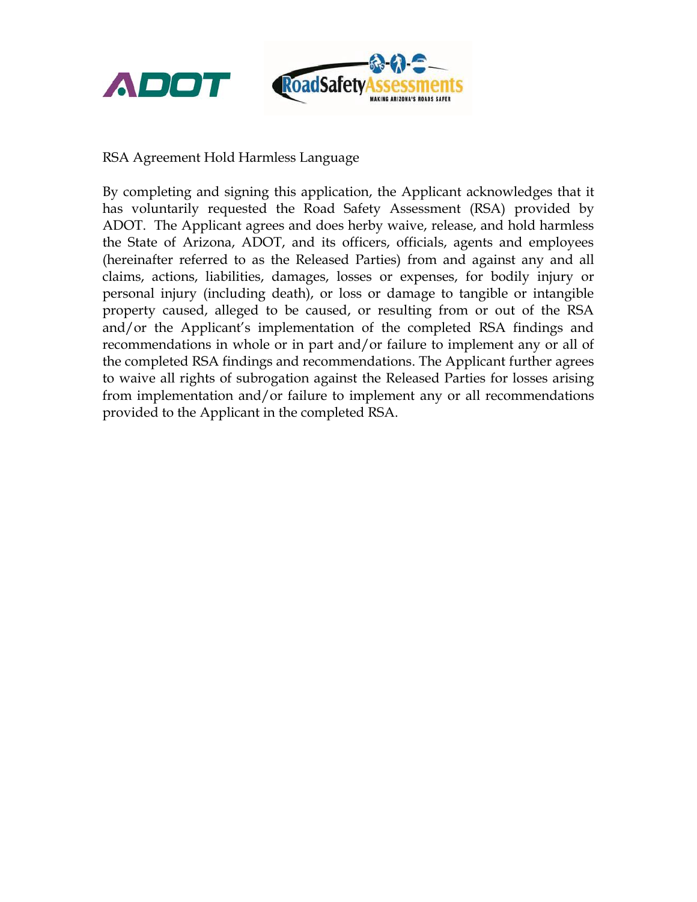RSA Agreement Hold Harmless Language

By completing and signing this application, the Applicant acknowledges that it has voluntarily requested the Road Safety Assessment (RSA) provided by ADOT. The Applicant agrees and does herby waive, release, and hold harmless the State of Arizona, ADOT, and its officers, officials, agents and employees (hereinafter referred to as the Released Parties) from and against any and all claims, actions, liabilities, damages, losses or expenses, for bodily injury or personal injury (including death), or loss or damage to tangible or intangible property caused, alleged to be caused, or resulting from or out of the RSA and/or the Applicant's implementation of the completed RSA findings and recommendations in whole or in part and/or failure to implement any or all of the completed RSA findings and recommendations. The Applicant further agrees to waive all rights of subrogation against the Released Parties for losses arising from implementation and/or failure to implement any or all recommendations provided to the Applicant in the completed RSA.